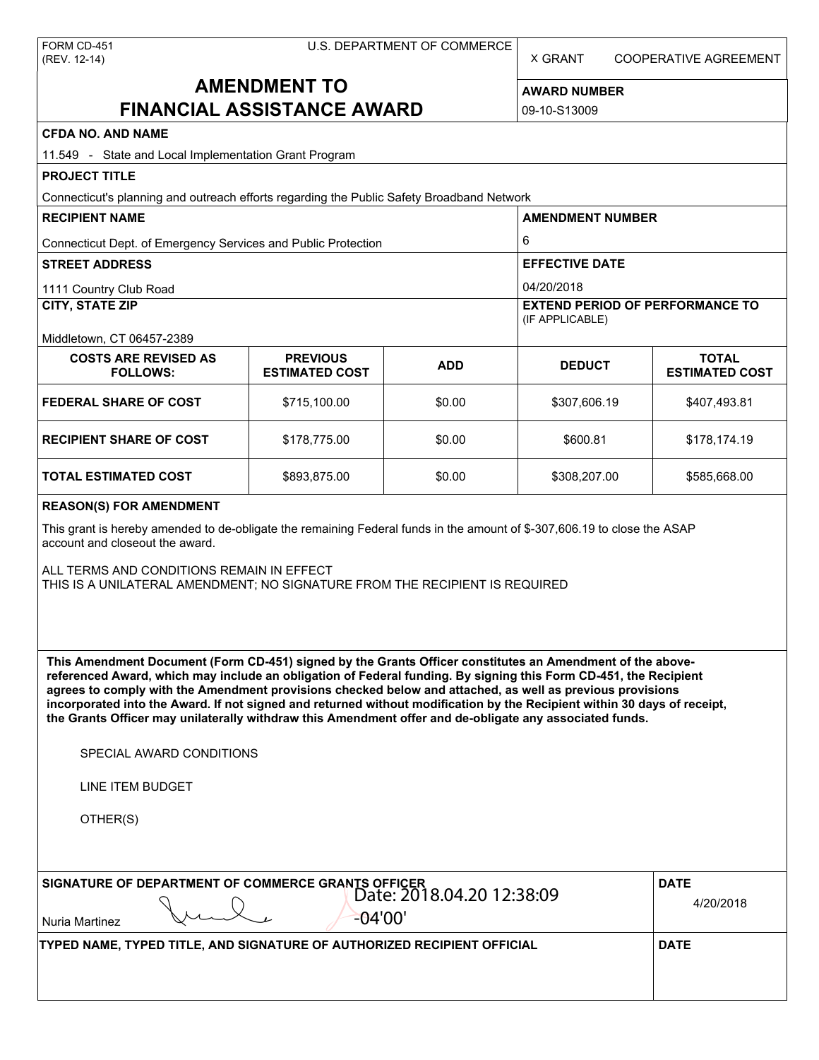FORM CD-451
(REV. 12-14)

U.S. DEPARTMENT OF COMMERCE

X GRANT  COOPERATIVE AGREEMENT

# AMENDMENT TO FINANCIAL ASSISTANCE AWARD

**AWARD NUMBER**
09-10-S13009

**CFDA NO. AND NAME**
11.549 - State and Local Implementation Grant Program

**PROJECT TITLE**
Connecticut's planning and outreach efforts regarding the Public Safety Broadband Network

**RECIPIENT NAME**
Connecticut Dept. of Emergency Services and Public Protection

**AMENDMENT NUMBER**
6

**STREET ADDRESS**
1111 Country Club Road

**EFFECTIVE DATE**
04/20/2018

**CITY, STATE ZIP**
Middletown, CT 06457-2389

**EXTEND PERIOD OF PERFORMANCE TO** (IF APPLICABLE)

| COSTS ARE REVISED AS FOLLOWS: | PREVIOUS ESTIMATED COST | ADD | DEDUCT | TOTAL ESTIMATED COST |
|---|---|---|---|---|
| **FEDERAL SHARE OF COST** | $715,100.00 | $0.00 | $307,606.19 | $407,493.81 |
| **RECIPIENT SHARE OF COST** | $178,775.00 | $0.00 | $600.81 | $178,174.19 |
| **TOTAL ESTIMATED COST** | $893,875.00 | $0.00 | $308,207.00 | $585,668.00 |

**REASON(S) FOR AMENDMENT**

This grant is hereby amended to de-obligate the remaining Federal funds in the amount of $-307,606.19 to close the ASAP account and closeout the award.

ALL TERMS AND CONDITIONS REMAIN IN EFFECT
THIS IS A UNILATERAL AMENDMENT; NO SIGNATURE FROM THE RECIPIENT IS REQUIRED

**This Amendment Document (Form CD-451) signed by the Grants Officer constitutes an Amendment of the above-referenced Award, which may include an obligation of Federal funding. By signing this Form CD-451, the Recipient agrees to comply with the Amendment provisions checked below and attached, as well as previous provisions incorporated into the Award. If not signed and returned without modification by the Recipient within 30 days of receipt, the Grants Officer may unilaterally withdraw this Amendment offer and de-obligate any associated funds.**

SPECIAL AWARD CONDITIONS

LINE ITEM BUDGET

OTHER(S)

**SIGNATURE OF DEPARTMENT OF COMMERCE GRANTS OFFICER**
Nuria Martinez
Date: 2018.04.20 12:38:09 -04'00'

**DATE**
4/20/2018

**TYPED NAME, TYPED TITLE, AND SIGNATURE OF AUTHORIZED RECIPIENT OFFICIAL**

**DATE**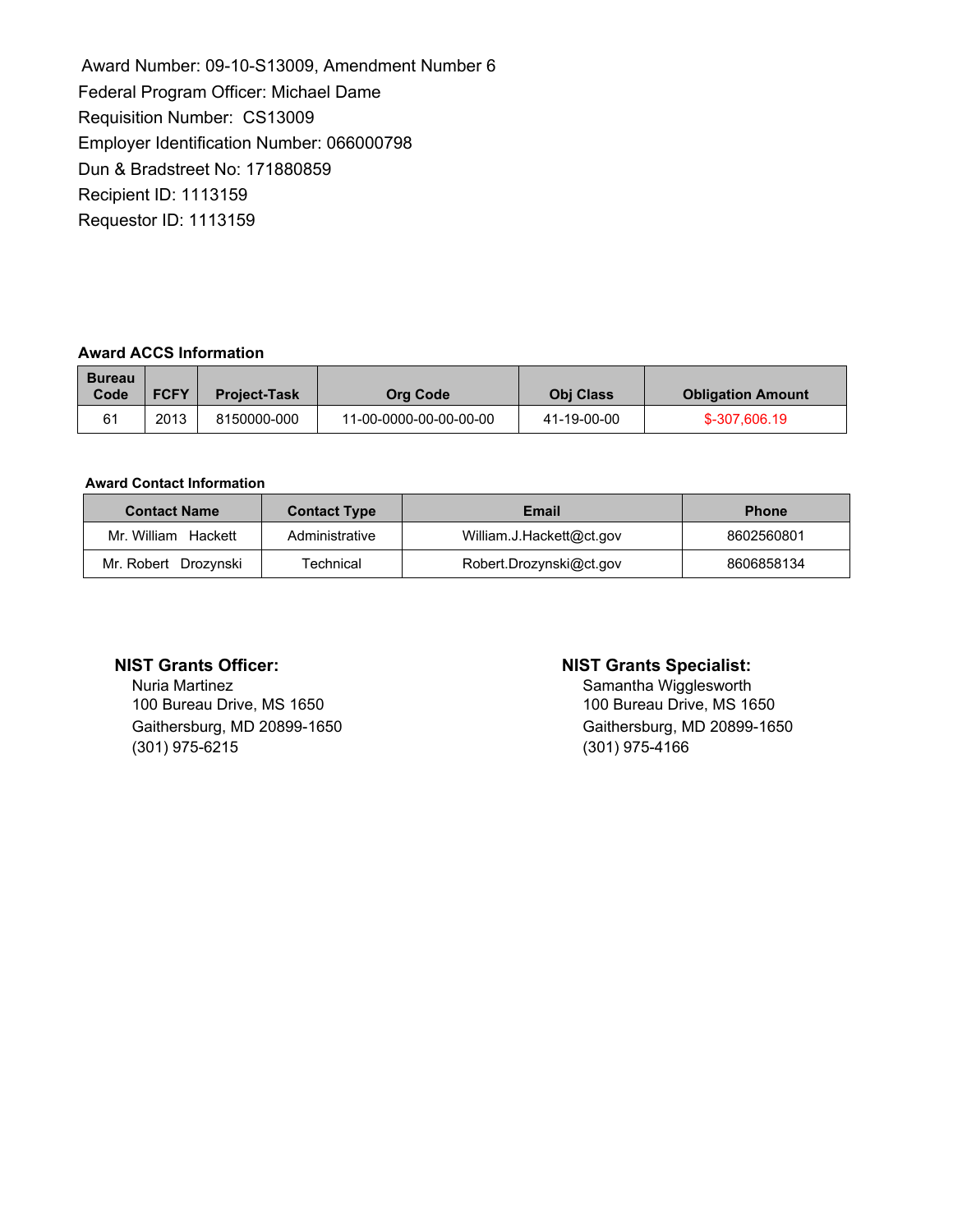Award Number: 09-10-S13009, Amendment Number 6
Federal Program Officer: Michael Dame
Requisition Number: CS13009
Employer Identification Number: 066000798
Dun & Bradstreet No: 171880859
Recipient ID: 1113159
Requestor ID: 1113159

**Award ACCS Information**

| Bureau Code | FCFY | Project-Task | Org Code | Obj Class | Obligation Amount |
|---|---|---|---|---|---|
| 61 | 2013 | 8150000-000 | 11-00-0000-00-00-00-00 | 41-19-00-00 | $-307,606.19 |

**Award Contact Information**

| Contact Name | Contact Type | Email | Phone |
|---|---|---|---|
| Mr. William Hackett | Administrative | William.J.Hackett@ct.gov | 8602560801 |
| Mr. Robert Drozynski | Technical | Robert.Drozynski@ct.gov | 8606858134 |

**NIST Grants Officer:**
Nuria Martinez
100 Bureau Drive, MS 1650
Gaithersburg, MD 20899-1650
(301) 975-6215

**NIST Grants Specialist:**
Samantha Wigglesworth
100 Bureau Drive, MS 1650
Gaithersburg, MD 20899-1650
(301) 975-4166